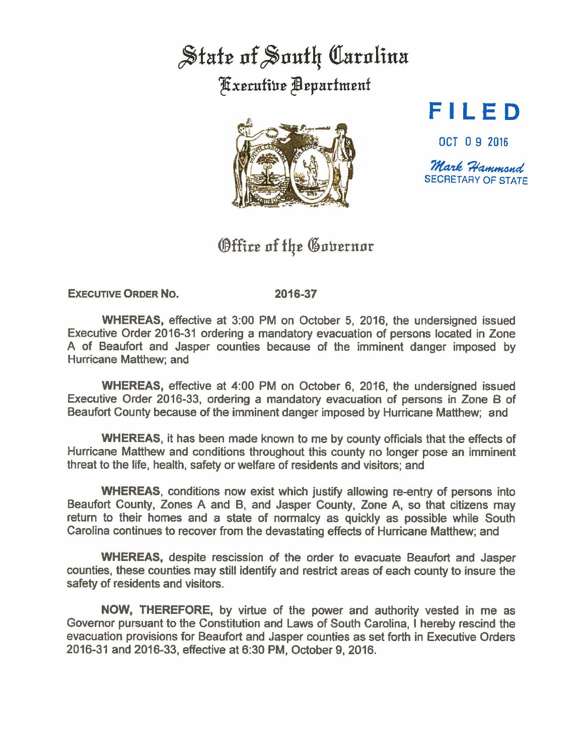# State of South Carolina

## Executive Department

**FILED**

OCT 09 2016

*Mark Hammond*
SECRETARY OF STATE

## Office of the Governor

**EXECUTIVE ORDER NO.** **2016-37**

**WHEREAS,** effective at 3:00 PM on October 5, 2016, the undersigned issued Executive Order 2016-31 ordering a mandatory evacuation of persons located in Zone A of Beaufort and Jasper counties because of the imminent danger imposed by Hurricane Matthew; and

**WHEREAS,** effective at 4:00 PM on October 6, 2016, the undersigned issued Executive Order 2016-33, ordering a mandatory evacuation of persons in Zone B of Beaufort County because of the imminent danger imposed by Hurricane Matthew; and

**WHEREAS**, it has been made known to me by county officials that the effects of Hurricane Matthew and conditions throughout this county no longer pose an imminent threat to the life, health, safety or welfare of residents and visitors; and

**WHEREAS**, conditions now exist which justify allowing re-entry of persons into Beaufort County, Zones A and B, and Jasper County, Zone A, so that citizens may return to their homes and a state of normalcy as quickly as possible while South Carolina continues to recover from the devastating effects of Hurricane Matthew; and

**WHEREAS,** despite rescission of the order to evacuate Beaufort and Jasper counties, these counties may still identify and restrict areas of each county to insure the safety of residents and visitors.

**NOW, THEREFORE,** by virtue of the power and authority vested in me as Governor pursuant to the Constitution and Laws of South Carolina, I hereby rescind the evacuation provisions for Beaufort and Jasper counties as set forth in Executive Orders 2016-31 and 2016-33, effective at 6:30 PM, October 9, 2016.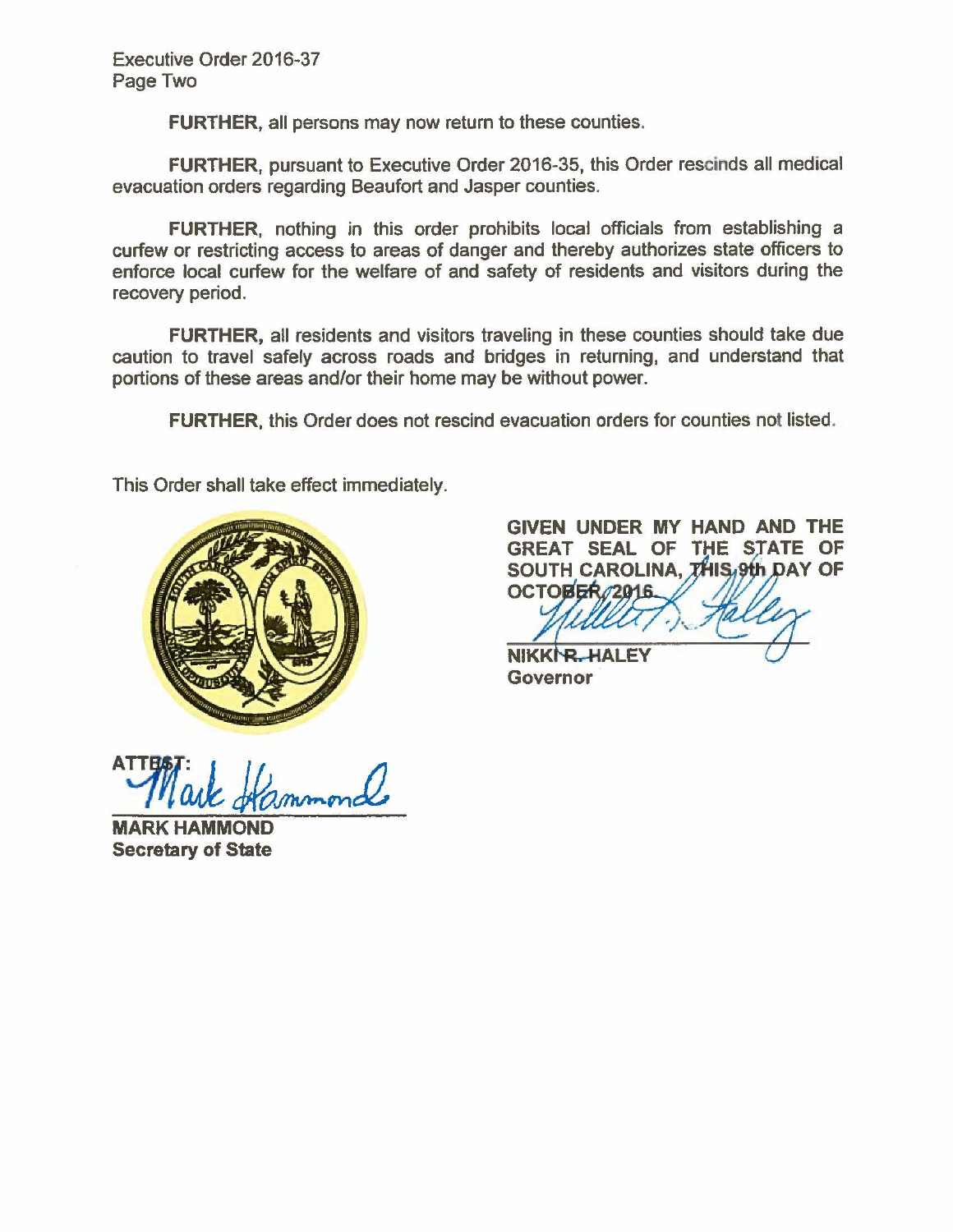**FURTHER**, all persons may now return to these counties.

**FURTHER**, pursuant to Executive Order 2016-35, this Order rescinds all medical evacuation orders regarding Beaufort and Jasper counties.

**FURTHER**, nothing in this order prohibits local officials from establishing a curfew or restricting access to areas of danger and thereby authorizes state officers to enforce local curfew for the welfare of and safety of residents and visitors during the recovery period.

**FURTHER**, all residents and visitors traveling in these counties should take due caution to travel safely across roads and bridges in returning, and understand that portions of these areas and/or their home may be without power.

**FURTHER**, this Order does not rescind evacuation orders for counties not listed.

This Order shall take effect immediately.

**GIVEN UNDER MY HAND AND THE GREAT SEAL OF THE STATE OF SOUTH CAROLINA, THIS 9th DAY OF OCTOBER, 2016.**

**NIKKI R. HALEY**
**Governor**

**ATTEST:**

**MARK HAMMOND**
**Secretary of State**